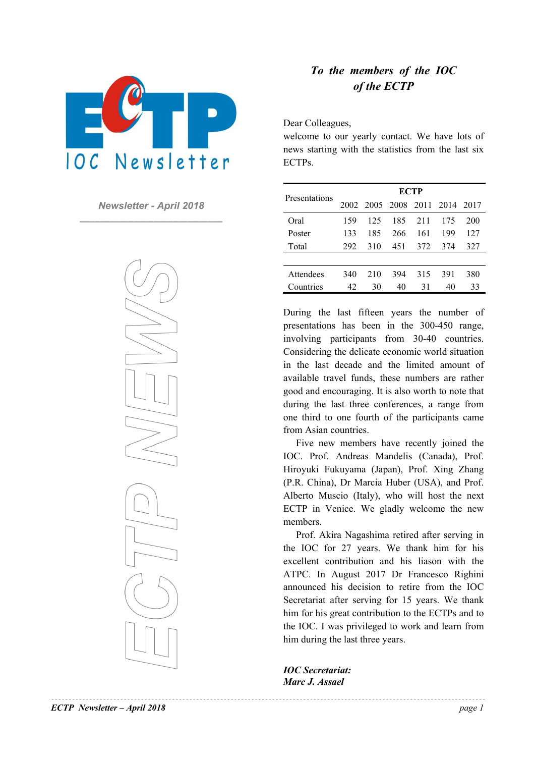# ECTP IOC Newsletter

*Newsletter - April 2018*

ECTP NEWS

## *To the members of the IOC of the ECTP*

Dear Colleagues,

welcome to our yearly contact. We have lots of news starting with the statistics from the last six ECTPs.

| Presentations | ECTP | | | | | |
|---|---|---|---|---|---|---|
| | 2002 | 2005 | 2008 | 2011 | 2014 | 2017 |
| Oral | 159 | 125 | 185 | 211 | 175 | 200 |
| Poster | 133 | 185 | 266 | 161 | 199 | 127 |
| Total | 292 | 310 | 451 | 372 | 374 | 327 |
| | | | | | | |
| Attendees | 340 | 210 | 394 | 315 | 391 | 380 |
| Countries | 42 | 30 | 40 | 31 | 40 | 33 |

During the last fifteen years the number of presentations has been in the 300-450 range, involving participants from 30-40 countries. Considering the delicate economic world situation in the last decade and the limited amount of available travel funds, these numbers are rather good and encouraging. It is also worth to note that during the last three conferences, a range from one third to one fourth of the participants came from Asian countries.

Five new members have recently joined the IOC. Prof. Andreas Mandelis (Canada), Prof. Hiroyuki Fukuyama (Japan), Prof. Xing Zhang (P.R. China), Dr Marcia Huber (USA), and Prof. Alberto Muscio (Italy), who will host the next ECTP in Venice. We gladly welcome the new members.

Prof. Akira Nagashima retired after serving in the IOC for 27 years. We thank him for his excellent contribution and his liason with the ATPC. In August 2017 Dr Francesco Righini announced his decision to retire from the IOC Secretariat after serving for 15 years. We thank him for his great contribution to the ECTPs and to the IOC. I was privileged to work and learn from him during the last three years.

***IOC Secretariat:***
***Marc J. Assael***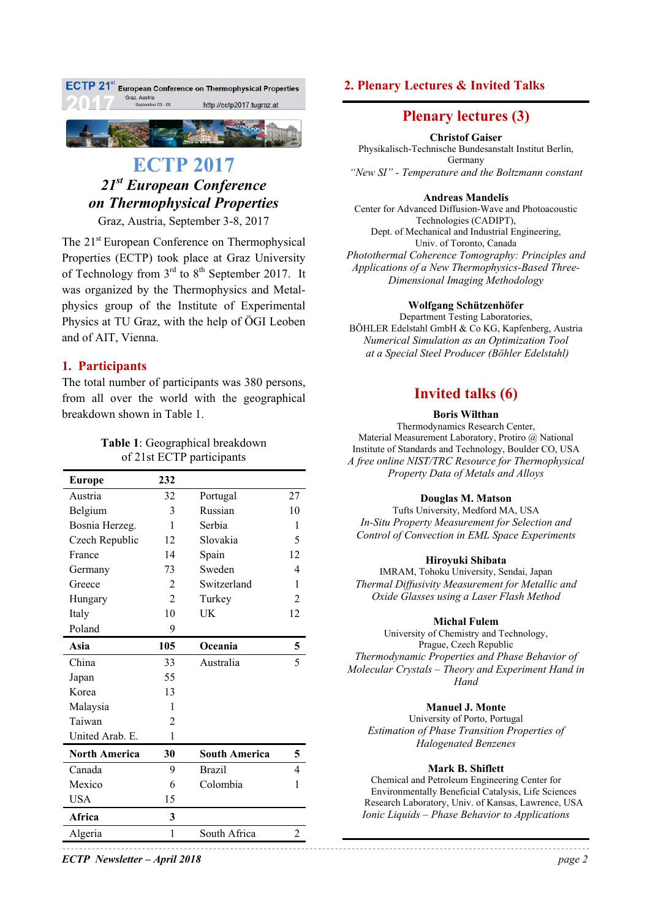ECTP 21st European Conference on Thermophysical Properties
Graz, Austria
September 03 - 08
http://ectp2017.tugraz.at

# ECTP 2017

## *21st European Conference on Thermophysical Properties*

Graz, Austria, September 3-8, 2017

The 21st European Conference on Thermophysical Properties (ECTP) took place at Graz University of Technology from 3rd to 8th September 2017. It was organized by the Thermophysics and Metalphysics group of the Institute of Experimental Physics at TU Graz, with the help of ÖGI Leoben and of AIT, Vienna.

## 1. Participants

The total number of participants was 380 persons, from all over the world with the geographical breakdown shown in Table 1.

**Table 1**: Geographical breakdown of 21st ECTP participants

| **Europe** | **232** | | |
|---|---|---|---|
| Austria | 32 | Portugal | 27 |
| Belgium | 3 | Russian | 10 |
| Bosnia Herzeg. | 1 | Serbia | 1 |
| Czech Republic | 12 | Slovakia | 5 |
| France | 14 | Spain | 12 |
| Germany | 73 | Sweden | 4 |
| Greece | 2 | Switzerland | 1 |
| Hungary | 2 | Turkey | 2 |
| Italy | 10 | UK | 12 |
| Poland | 9 | | |
| **Asia** | **105** | **Oceania** | **5** |
| China | 33 | Australia | 5 |
| Japan | 55 | | |
| Korea | 13 | | |
| Malaysia | 1 | | |
| Taiwan | 2 | | |
| United Arab. E. | 1 | | |
| **North America** | **30** | **South America** | **5** |
| Canada | 9 | Brazil | 4 |
| Mexico | 6 | Colombia | 1 |
| USA | 15 | | |
| **Africa** | **3** | | |
| Algeria | 1 | South Africa | 2 |

## 2. Plenary Lectures & Invited Talks

### Plenary lectures (3)

**Christof Gaiser**
Physikalisch-Technische Bundesanstalt Institut Berlin, Germany
*"New SI" - Temperature and the Boltzmann constant*

**Andreas Mandelis**
Center for Advanced Diffusion-Wave and Photoacoustic Technologies (CADIPT),
Dept. of Mechanical and Industrial Engineering,
Univ. of Toronto, Canada
*Photothermal Coherence Tomography: Principles and Applications of a New Thermophysics-Based Three-Dimensional Imaging Methodology*

**Wolfgang Schützenhöfer**
Department Testing Laboratories,
BÖHLER Edelstahl GmbH & Co KG, Kapfenberg, Austria
*Numerical Simulation as an Optimization Tool at a Special Steel Producer (Böhler Edelstahl)*

### Invited talks (6)

**Boris Wilthan**
Thermodynamics Research Center,
Material Measurement Laboratory, Protiro @ National Institute of Standards and Technology, Boulder CO, USA
*A free online NIST/TRC Resource for Thermophysical Property Data of Metals and Alloys*

**Douglas M. Matson**
Tufts University, Medford MA, USA
*In-Situ Property Measurement for Selection and Control of Convection in EML Space Experiments*

**Hiroyuki Shibata**
IMRAM, Tohoku University, Sendai, Japan
*Thermal Diffusivity Measurement for Metallic and Oxide Glasses using a Laser Flash Method*

**Michal Fulem**
University of Chemistry and Technology, Prague, Czech Republic
*Thermodynamic Properties and Phase Behavior of Molecular Crystals – Theory and Experiment Hand in Hand*

**Manuel J. Monte**
University of Porto, Portugal
*Estimation of Phase Transition Properties of Halogenated Benzenes*

**Mark B. Shiflett**
Chemical and Petroleum Engineering Center for Environmentally Beneficial Catalysis, Life Sciences Research Laboratory, Univ. of Kansas, Lawrence, USA
*Ionic Liquids – Phase Behavior to Applications*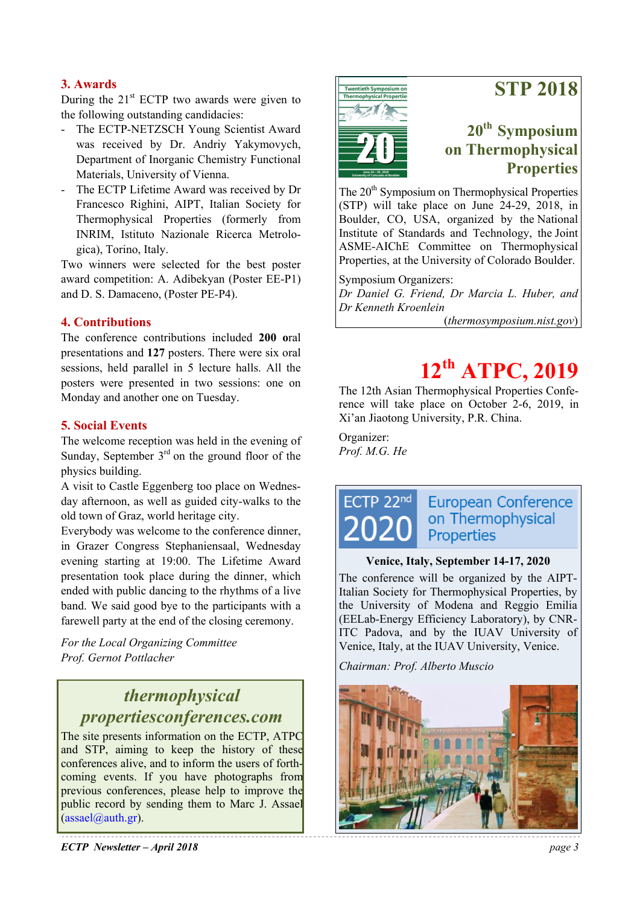## 3. Awards

During the 21st ECTP two awards were given to the following outstanding candidacies:

- The ECTP-NETZSCH Young Scientist Award was received by Dr. Andriy Yakymovych, Department of Inorganic Chemistry Functional Materials, University of Vienna.
- The ECTP Lifetime Award was received by Dr Francesco Righini, AIPT, Italian Society for Thermophysical Properties (formerly from INRIM, Istituto Nazionale Ricerca Metrologica), Torino, Italy.

Two winners were selected for the best poster award competition: A. Adibekyan (Poster EE-P1) and D. S. Damaceno, (Poster PE-P4).

## 4. Contributions

The conference contributions included **200 o**ral presentations and **127** posters. There were six oral sessions, held parallel in 5 lecture halls. All the posters were presented in two sessions: one on Monday and another one on Tuesday.

## 5. Social Events

The welcome reception was held in the evening of Sunday, September 3rd on the ground floor of the physics building.

A visit to Castle Eggenberg too place on Wednesday afternoon, as well as guided city-walks to the old town of Graz, world heritage city.

Everybody was welcome to the conference dinner, in Grazer Congress Stephaniensaal, Wednesday evening starting at 19:00. The Lifetime Award presentation took place during the dinner, which ended with public dancing to the rhythms of a live band. We said good bye to the participants with a farewell party at the end of the closing ceremony.

*For the Local Organizing Committee*
*Prof. Gernot Pottlacher*

## *thermophysical propertiesconferences.com*

The site presents information on the ECTP, ATPC and STP, aiming to keep the history of these conferences alive, and to inform the users of forthcoming events. If you have photographs from previous conferences, please help to improve the public record by sending them to Marc J. Assael (assael@auth.gr).

## STP 2018

### 20th Symposium on Thermophysical Properties

Twentieth Symposium on Thermophysical Properties
20
June 24 – 29, 2018
University of Colorado at Boulder

The 20th Symposium on Thermophysical Properties (STP) will take place on June 24-29, 2018, in Boulder, CO, USA, organized by the National Institute of Standards and Technology, the Joint ASME-AIChE Committee on Thermophysical Properties, at the University of Colorado Boulder.

Symposium Organizers:
*Dr Daniel G. Friend, Dr Marcia L. Huber, and Dr Kenneth Kroenlein*
(*thermosymposium.nist.gov*)

## 12th ATPC, 2019

The 12th Asian Thermophysical Properties Conference will take place on October 2-6, 2019, in Xi'an Jiaotong University, P.R. China.

Organizer:
*Prof. M.G. He*

## ECTP 22nd 2020 European Conference on Thermophysical Properties

**Venice, Italy, September 14-17, 2020**

The conference will be organized by the AIPT-Italian Society for Thermophysical Properties, by the University of Modena and Reggio Emilia (EELab-Energy Efficiency Laboratory), by CNR-ITC Padova, and by the IUAV University of Venice, Italy, at the IUAV University, Venice.

*Chairman: Prof. Alberto Muscio*